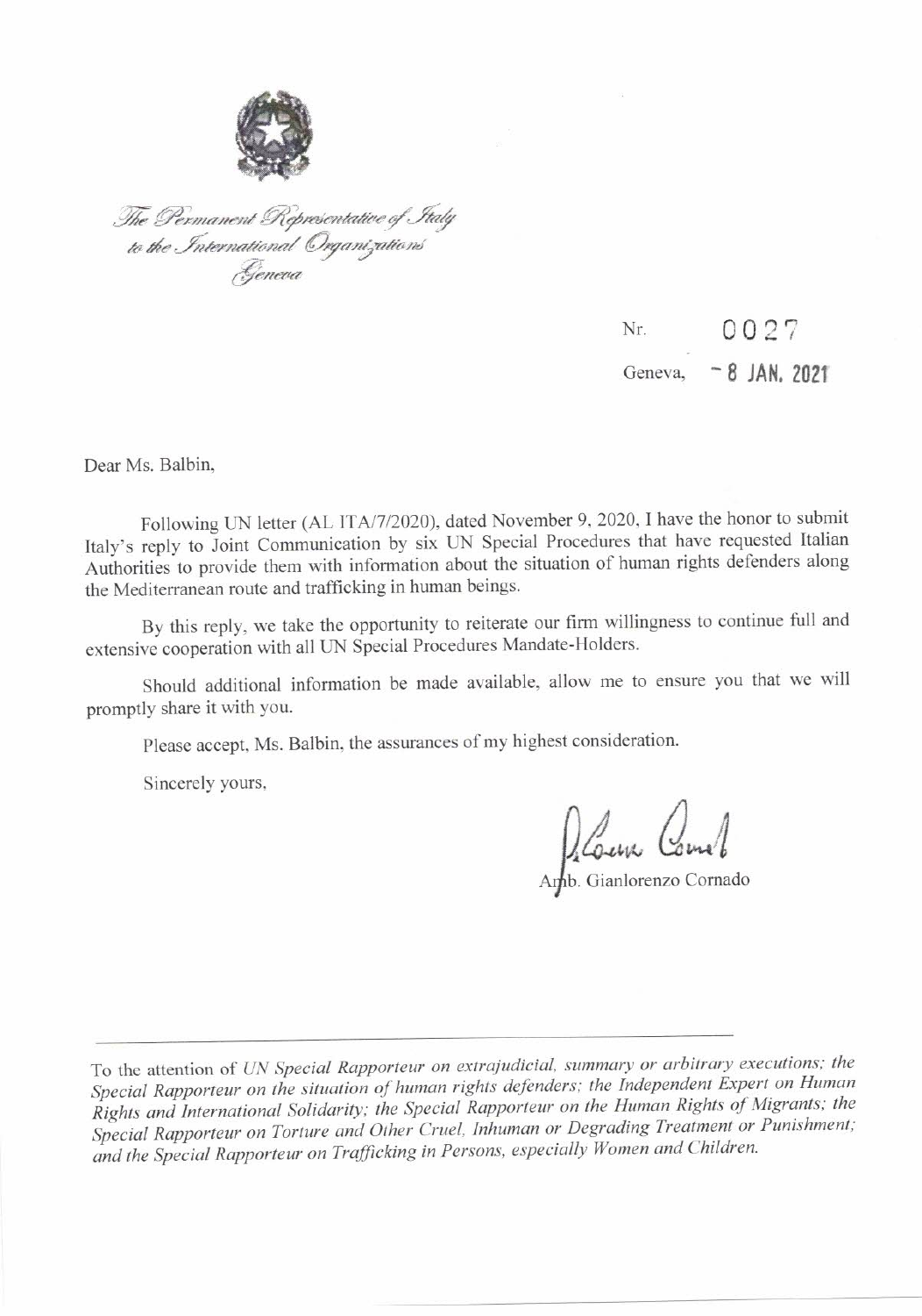*The Permanent Representative of Italy to the International Organizations Geneva*

Nr. 0027

Geneva, - 8 JAN. 2021

Dear Ms. Balbin,

Following UN letter (AL ITA/7/2020), dated November 9, 2020, I have the honor to submit Italy's reply to Joint Communication by six UN Special Procedures that have requested Italian Authorities to provide them with information about the situation of human rights defenders along the Mediterranean route and trafficking in human beings.

By this reply, we take the opportunity to reiterate our firm willingness to continue full and extensive cooperation with all UN Special Procedures Mandate-Holders.

Should additional information be made available, allow me to ensure you that we will promptly share it with you.

Please accept, Ms. Balbin, the assurances of my highest consideration.

Sincerely yours,

Amb. Gianlorenzo Cornado

---

To the attention of *UN Special Rapporteur on extrajudicial, summary or arbitrary executions; the Special Rapporteur on the situation of human rights defenders; the Independent Expert on Human Rights and International Solidarity; the Special Rapporteur on the Human Rights of Migrants; the Special Rapporteur on Torture and Other Cruel, Inhuman or Degrading Treatment or Punishment; and the Special Rapporteur on Trafficking in Persons, especially Women and Children.*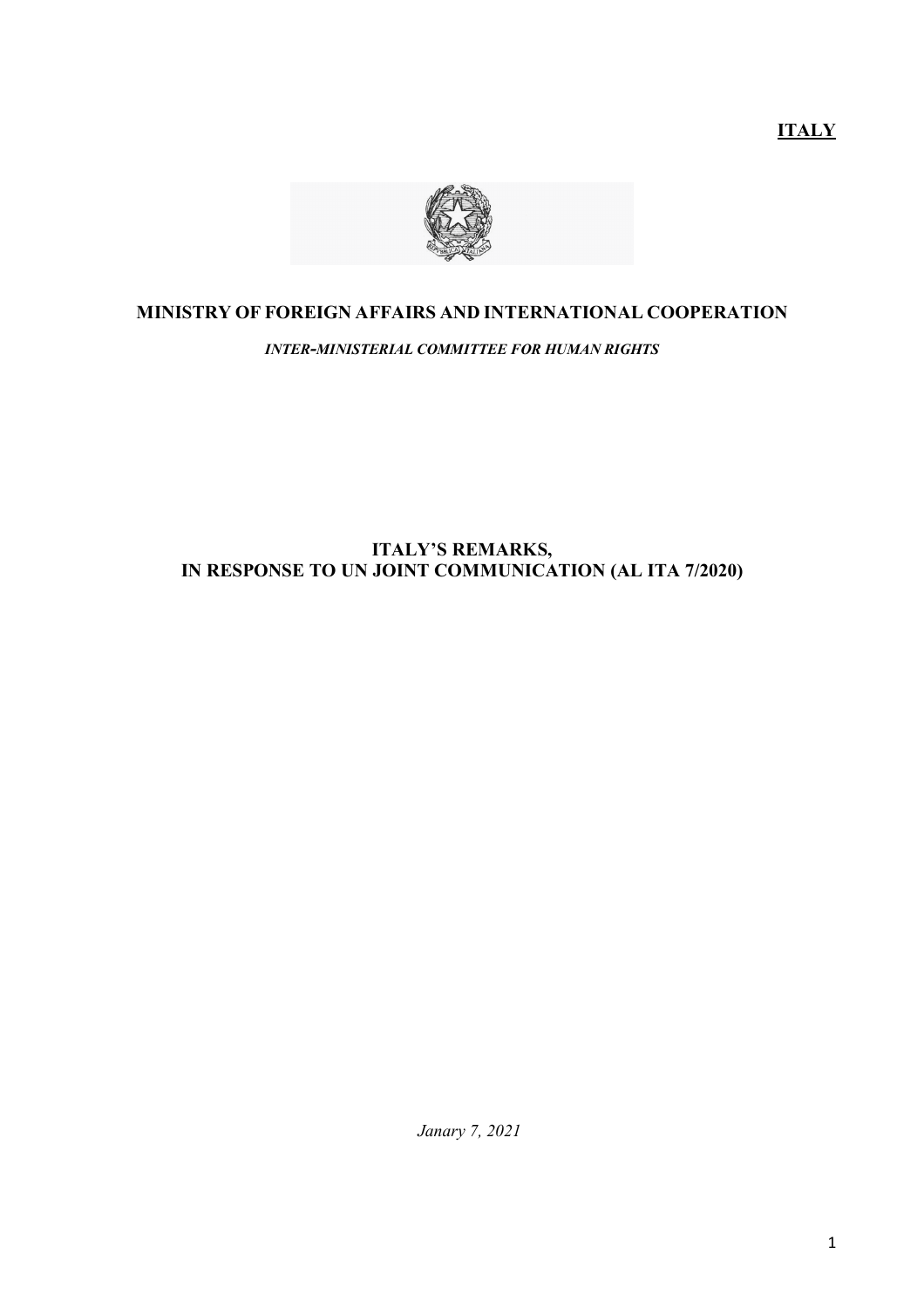**ITALY**

## MINISTRY OF FOREIGN AFFAIRS AND INTERNATIONAL COOPERATION

***INTER-MINISTERIAL COMMITTEE FOR HUMAN RIGHTS***

# ITALY'S REMARKS, IN RESPONSE TO UN JOINT COMMUNICATION (AL ITA 7/2020)

*Janary 7, 2021*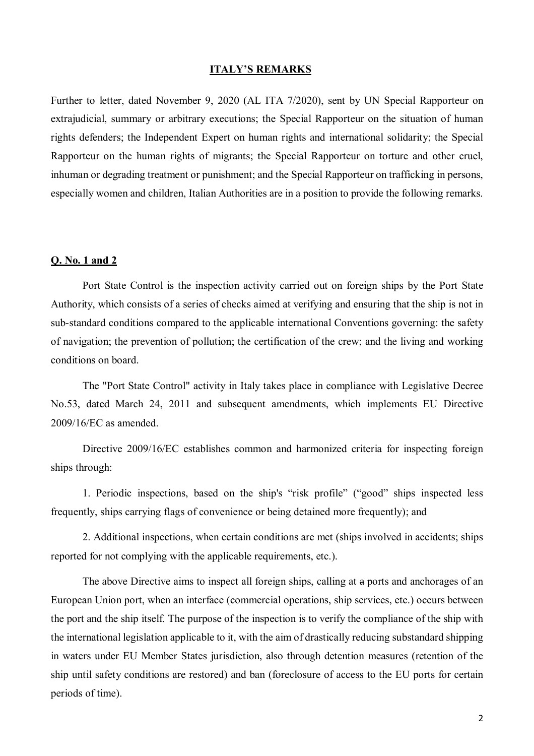## ITALY'S REMARKS

Further to letter, dated November 9, 2020 (AL ITA 7/2020), sent by UN Special Rapporteur on extrajudicial, summary or arbitrary executions; the Special Rapporteur on the situation of human rights defenders; the Independent Expert on human rights and international solidarity; the Special Rapporteur on the human rights of migrants; the Special Rapporteur on torture and other cruel, inhuman or degrading treatment or punishment; and the Special Rapporteur on trafficking in persons, especially women and children, Italian Authorities are in a position to provide the following remarks.

### Q. No. 1 and 2

Port State Control is the inspection activity carried out on foreign ships by the Port State Authority, which consists of a series of checks aimed at verifying and ensuring that the ship is not in sub-standard conditions compared to the applicable international Conventions governing: the safety of navigation; the prevention of pollution; the certification of the crew; and the living and working conditions on board.

The "Port State Control" activity in Italy takes place in compliance with Legislative Decree No.53, dated March 24, 2011 and subsequent amendments, which implements EU Directive 2009/16/EC as amended.

Directive 2009/16/EC establishes common and harmonized criteria for inspecting foreign ships through:

1. Periodic inspections, based on the ship's "risk profile" ("good" ships inspected less frequently, ships carrying flags of convenience or being detained more frequently); and

2. Additional inspections, when certain conditions are met (ships involved in accidents; ships reported for not complying with the applicable requirements, etc.).

The above Directive aims to inspect all foreign ships, calling at ~~a~~ ports and anchorages of an European Union port, when an interface (commercial operations, ship services, etc.) occurs between the port and the ship itself. The purpose of the inspection is to verify the compliance of the ship with the international legislation applicable to it, with the aim of drastically reducing substandard shipping in waters under EU Member States jurisdiction, also through detention measures (retention of the ship until safety conditions are restored) and ban (foreclosure of access to the EU ports for certain periods of time).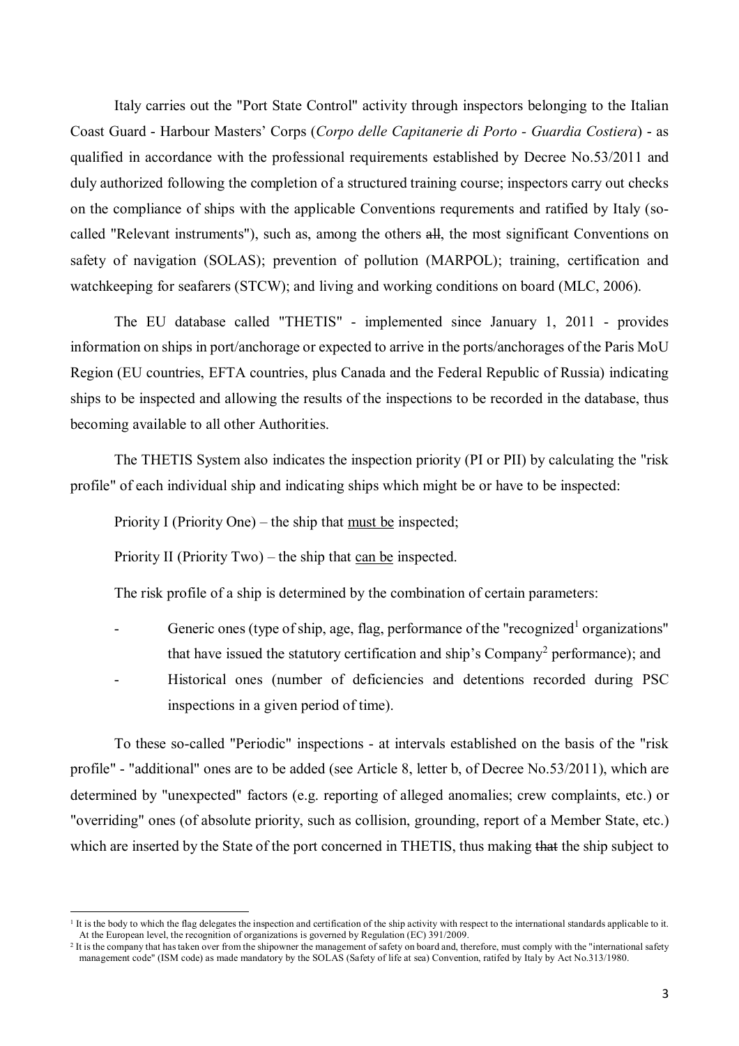Italy carries out the "Port State Control" activity through inspectors belonging to the Italian Coast Guard - Harbour Masters' Corps (*Corpo delle Capitanerie di Porto - Guardia Costiera*) - as qualified in accordance with the professional requirements established by Decree No.53/2011 and duly authorized following the completion of a structured training course; inspectors carry out checks on the compliance of ships with the applicable Conventions requrements and ratified by Italy (so-called "Relevant instruments"), such as, among the others ~~all~~, the most significant Conventions on safety of navigation (SOLAS); prevention of pollution (MARPOL); training, certification and watchkeeping for seafarers (STCW); and living and working conditions on board (MLC, 2006).

The EU database called "THETIS" - implemented since January 1, 2011 - provides information on ships in port/anchorage or expected to arrive in the ports/anchorages of the Paris MoU Region (EU countries, EFTA countries, plus Canada and the Federal Republic of Russia) indicating ships to be inspected and allowing the results of the inspections to be recorded in the database, thus becoming available to all other Authorities.

The THETIS System also indicates the inspection priority (PI or PII) by calculating the "risk profile" of each individual ship and indicating ships which might be or have to be inspected:

Priority I (Priority One) – the ship that <u>must be</u> inspected;

Priority II (Priority Two) – the ship that <u>can be</u> inspected.

The risk profile of a ship is determined by the combination of certain parameters:

- Generic ones (type of ship, age, flag, performance of the "recognized[1] organizations" that have issued the statutory certification and ship's Company[2] performance); and
- Historical ones (number of deficiencies and detentions recorded during PSC inspections in a given period of time).

To these so-called "Periodic" inspections - at intervals established on the basis of the "risk profile" - "additional" ones are to be added (see Article 8, letter b, of Decree No.53/2011), which are determined by "unexpected" factors (e.g. reporting of alleged anomalies; crew complaints, etc.) or "overriding" ones (of absolute priority, such as collision, grounding, report of a Member State, etc.) which are inserted by the State of the port concerned in THETIS, thus making ~~that~~ the ship subject to

---

[1] It is the body to which the flag delegates the inspection and certification of the ship activity with respect to the international standards applicable to it. At the European level, the recognition of organizations is governed by Regulation (EC) 391/2009.

[2] It is the company that has taken over from the shipowner the management of safety on board and, therefore, must comply with the "international safety management code" (ISM code) as made mandatory by the SOLAS (Safety of life at sea) Convention, ratifed by Italy by Act No.313/1980.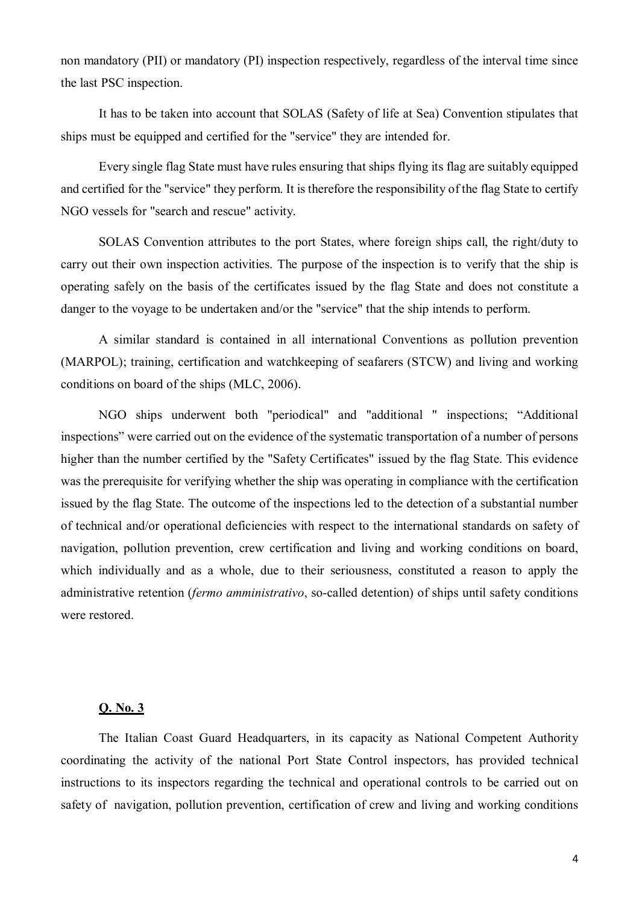non mandatory (PII) or mandatory (PI) inspection respectively, regardless of the interval time since the last PSC inspection.

It has to be taken into account that SOLAS (Safety of life at Sea) Convention stipulates that ships must be equipped and certified for the "service" they are intended for.

Every single flag State must have rules ensuring that ships flying its flag are suitably equipped and certified for the "service" they perform. It is therefore the responsibility of the flag State to certify NGO vessels for "search and rescue" activity.

SOLAS Convention attributes to the port States, where foreign ships call, the right/duty to carry out their own inspection activities. The purpose of the inspection is to verify that the ship is operating safely on the basis of the certificates issued by the flag State and does not constitute a danger to the voyage to be undertaken and/or the "service" that the ship intends to perform.

A similar standard is contained in all international Conventions as pollution prevention (MARPOL); training, certification and watchkeeping of seafarers (STCW) and living and working conditions on board of the ships (MLC, 2006).

NGO ships underwent both "periodical" and "additional " inspections; "Additional inspections" were carried out on the evidence of the systematic transportation of a number of persons higher than the number certified by the "Safety Certificates" issued by the flag State. This evidence was the prerequisite for verifying whether the ship was operating in compliance with the certification issued by the flag State. The outcome of the inspections led to the detection of a substantial number of technical and/or operational deficiencies with respect to the international standards on safety of navigation, pollution prevention, crew certification and living and working conditions on board, which individually and as a whole, due to their seriousness, constituted a reason to apply the administrative retention (*fermo amministrativo*, so-called detention) of ships until safety conditions were restored.

**Q. No. 3**

The Italian Coast Guard Headquarters, in its capacity as National Competent Authority coordinating the activity of the national Port State Control inspectors, has provided technical instructions to its inspectors regarding the technical and operational controls to be carried out on safety of navigation, pollution prevention, certification of crew and living and working conditions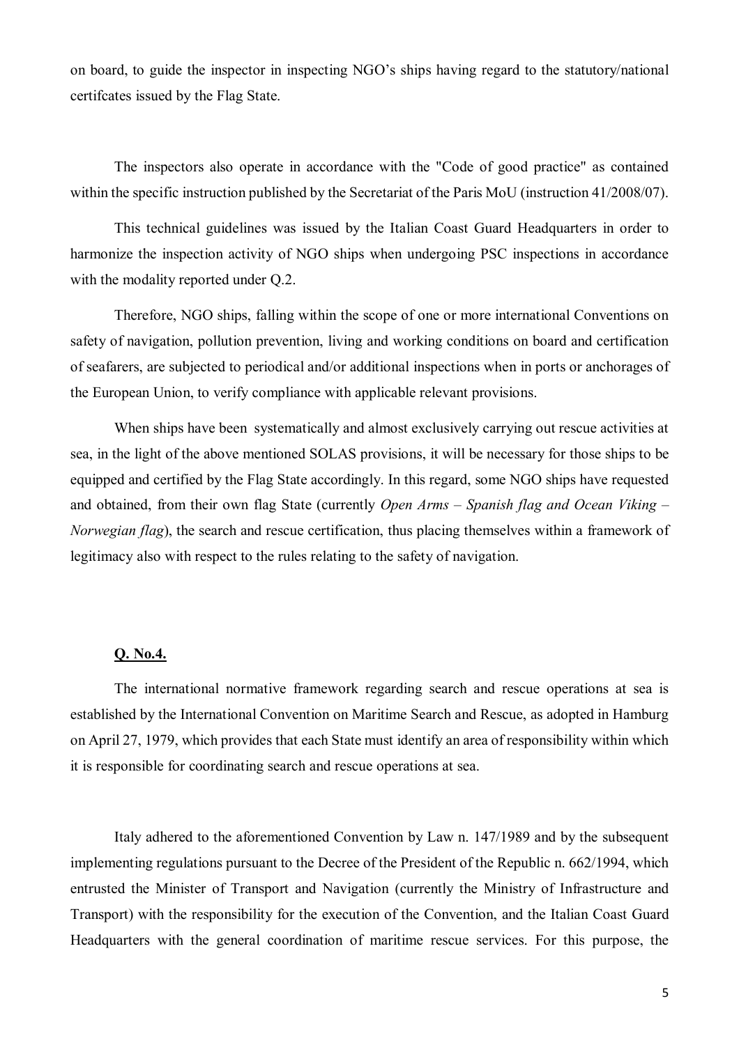on board, to guide the inspector in inspecting NGO's ships having regard to the statutory/national certifcates issued by the Flag State.

The inspectors also operate in accordance with the "Code of good practice" as contained within the specific instruction published by the Secretariat of the Paris MoU (instruction 41/2008/07).

This technical guidelines was issued by the Italian Coast Guard Headquarters in order to harmonize the inspection activity of NGO ships when undergoing PSC inspections in accordance with the modality reported under Q.2.

Therefore, NGO ships, falling within the scope of one or more international Conventions on safety of navigation, pollution prevention, living and working conditions on board and certification of seafarers, are subjected to periodical and/or additional inspections when in ports or anchorages of the European Union, to verify compliance with applicable relevant provisions.

When ships have been systematically and almost exclusively carrying out rescue activities at sea, in the light of the above mentioned SOLAS provisions, it will be necessary for those ships to be equipped and certified by the Flag State accordingly. In this regard, some NGO ships have requested and obtained, from their own flag State (currently *Open Arms – Spanish flag and Ocean Viking – Norwegian flag*), the search and rescue certification, thus placing themselves within a framework of legitimacy also with respect to the rules relating to the safety of navigation.

**Q. No.4.**

The international normative framework regarding search and rescue operations at sea is established by the International Convention on Maritime Search and Rescue, as adopted in Hamburg on April 27, 1979, which provides that each State must identify an area of responsibility within which it is responsible for coordinating search and rescue operations at sea.

Italy adhered to the aforementioned Convention by Law n. 147/1989 and by the subsequent implementing regulations pursuant to the Decree of the President of the Republic n. 662/1994, which entrusted the Minister of Transport and Navigation (currently the Ministry of Infrastructure and Transport) with the responsibility for the execution of the Convention, and the Italian Coast Guard Headquarters with the general coordination of maritime rescue services. For this purpose, the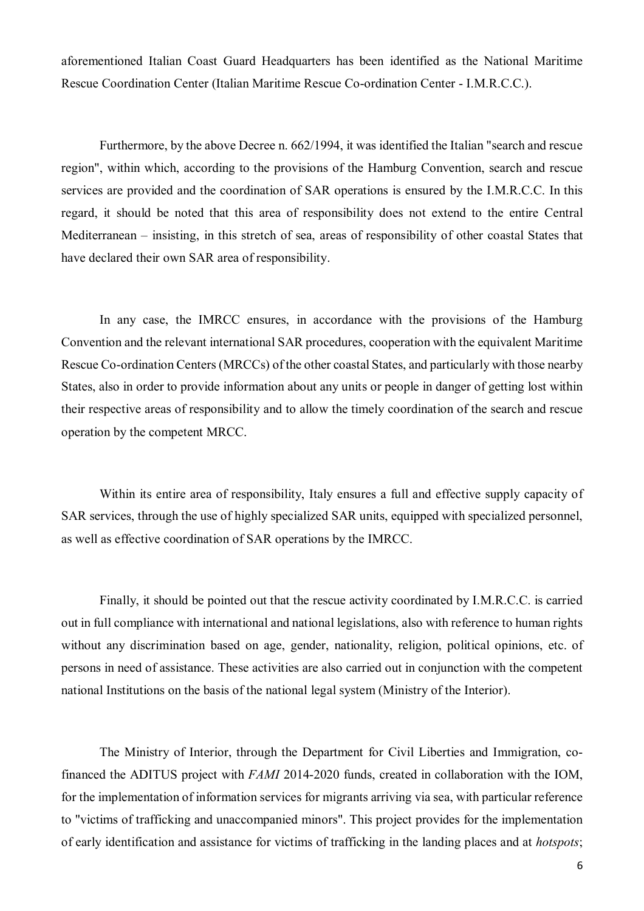aforementioned Italian Coast Guard Headquarters has been identified as the National Maritime Rescue Coordination Center (Italian Maritime Rescue Co-ordination Center - I.M.R.C.C.).

Furthermore, by the above Decree n. 662/1994, it was identified the Italian "search and rescue region", within which, according to the provisions of the Hamburg Convention, search and rescue services are provided and the coordination of SAR operations is ensured by the I.M.R.C.C. In this regard, it should be noted that this area of responsibility does not extend to the entire Central Mediterranean – insisting, in this stretch of sea, areas of responsibility of other coastal States that have declared their own SAR area of responsibility.

In any case, the IMRCC ensures, in accordance with the provisions of the Hamburg Convention and the relevant international SAR procedures, cooperation with the equivalent Maritime Rescue Co-ordination Centers (MRCCs) of the other coastal States, and particularly with those nearby States, also in order to provide information about any units or people in danger of getting lost within their respective areas of responsibility and to allow the timely coordination of the search and rescue operation by the competent MRCC.

Within its entire area of responsibility, Italy ensures a full and effective supply capacity of SAR services, through the use of highly specialized SAR units, equipped with specialized personnel, as well as effective coordination of SAR operations by the IMRCC.

Finally, it should be pointed out that the rescue activity coordinated by I.M.R.C.C. is carried out in full compliance with international and national legislations, also with reference to human rights without any discrimination based on age, gender, nationality, religion, political opinions, etc. of persons in need of assistance. These activities are also carried out in conjunction with the competent national Institutions on the basis of the national legal system (Ministry of the Interior).

The Ministry of Interior, through the Department for Civil Liberties and Immigration, co-financed the ADITUS project with *FAMI* 2014-2020 funds, created in collaboration with the IOM, for the implementation of information services for migrants arriving via sea, with particular reference to "victims of trafficking and unaccompanied minors". This project provides for the implementation of early identification and assistance for victims of trafficking in the landing places and at *hotspots*;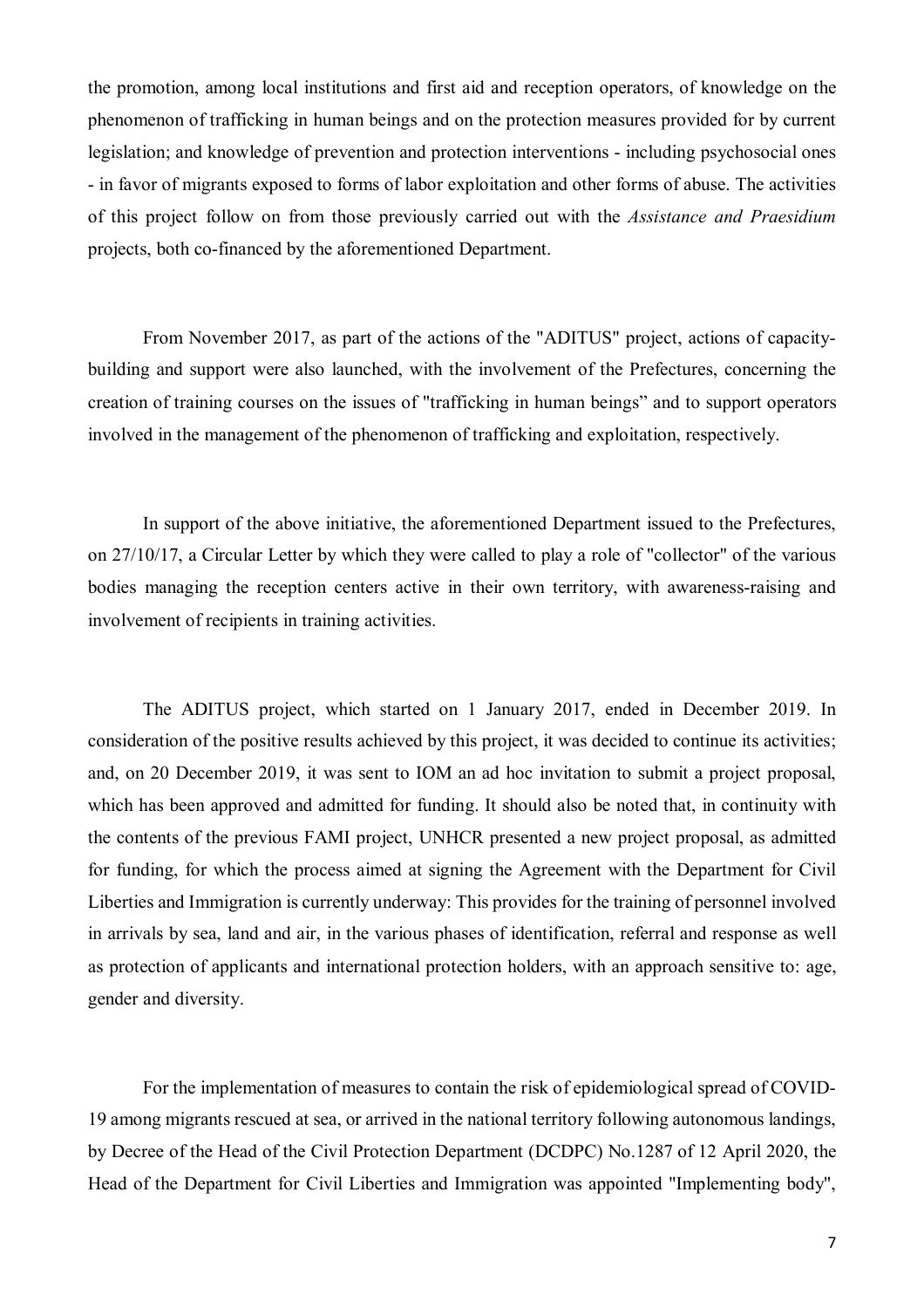the promotion, among local institutions and first aid and reception operators, of knowledge on the phenomenon of trafficking in human beings and on the protection measures provided for by current legislation; and knowledge of prevention and protection interventions - including psychosocial ones - in favor of migrants exposed to forms of labor exploitation and other forms of abuse. The activities of this project follow on from those previously carried out with the *Assistance and Praesidium* projects, both co-financed by the aforementioned Department.

From November 2017, as part of the actions of the "ADITUS" project, actions of capacity-building and support were also launched, with the involvement of the Prefectures, concerning the creation of training courses on the issues of "trafficking in human beings" and to support operators involved in the management of the phenomenon of trafficking and exploitation, respectively.

In support of the above initiative, the aforementioned Department issued to the Prefectures, on 27/10/17, a Circular Letter by which they were called to play a role of "collector" of the various bodies managing the reception centers active in their own territory, with awareness-raising and involvement of recipients in training activities.

The ADITUS project, which started on 1 January 2017, ended in December 2019. In consideration of the positive results achieved by this project, it was decided to continue its activities; and, on 20 December 2019, it was sent to IOM an ad hoc invitation to submit a project proposal, which has been approved and admitted for funding. It should also be noted that, in continuity with the contents of the previous FAMI project, UNHCR presented a new project proposal, as admitted for funding, for which the process aimed at signing the Agreement with the Department for Civil Liberties and Immigration is currently underway: This provides for the training of personnel involved in arrivals by sea, land and air, in the various phases of identification, referral and response as well as protection of applicants and international protection holders, with an approach sensitive to: age, gender and diversity.

For the implementation of measures to contain the risk of epidemiological spread of COVID-19 among migrants rescued at sea, or arrived in the national territory following autonomous landings, by Decree of the Head of the Civil Protection Department (DCDPC) No.1287 of 12 April 2020, the Head of the Department for Civil Liberties and Immigration was appointed "Implementing body",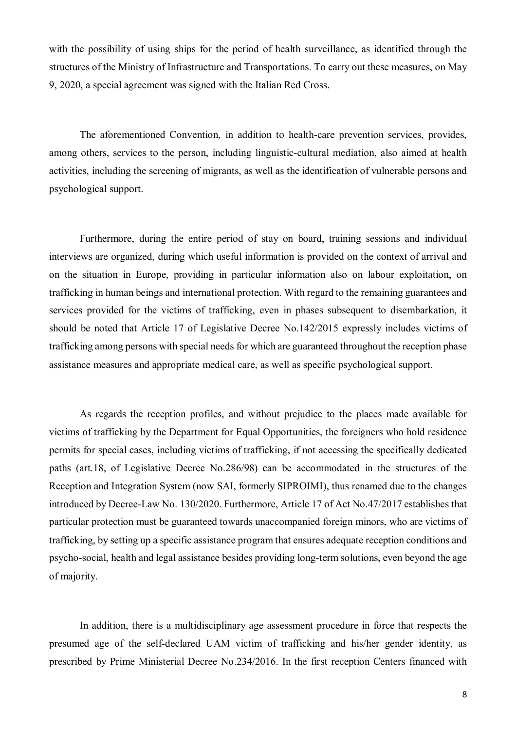with the possibility of using ships for the period of health surveillance, as identified through the structures of the Ministry of Infrastructure and Transportations. To carry out these measures, on May 9, 2020, a special agreement was signed with the Italian Red Cross.

The aforementioned Convention, in addition to health-care prevention services, provides, among others, services to the person, including linguistic-cultural mediation, also aimed at health activities, including the screening of migrants, as well as the identification of vulnerable persons and psychological support.

Furthermore, during the entire period of stay on board, training sessions and individual interviews are organized, during which useful information is provided on the context of arrival and on the situation in Europe, providing in particular information also on labour exploitation, on trafficking in human beings and international protection. With regard to the remaining guarantees and services provided for the victims of trafficking, even in phases subsequent to disembarkation, it should be noted that Article 17 of Legislative Decree No.142/2015 expressly includes victims of trafficking among persons with special needs for which are guaranteed throughout the reception phase assistance measures and appropriate medical care, as well as specific psychological support.

As regards the reception profiles, and without prejudice to the places made available for victims of trafficking by the Department for Equal Opportunities, the foreigners who hold residence permits for special cases, including victims of trafficking, if not accessing the specifically dedicated paths (art.18, of Legislative Decree No.286/98) can be accommodated in the structures of the Reception and Integration System (now SAI, formerly SIPROIMI), thus renamed due to the changes introduced by Decree-Law No. 130/2020. Furthermore, Article 17 of Act No.47/2017 establishes that particular protection must be guaranteed towards unaccompanied foreign minors, who are victims of trafficking, by setting up a specific assistance program that ensures adequate reception conditions and psycho-social, health and legal assistance besides providing long-term solutions, even beyond the age of majority.

In addition, there is a multidisciplinary age assessment procedure in force that respects the presumed age of the self-declared UAM victim of trafficking and his/her gender identity, as prescribed by Prime Ministerial Decree No.234/2016. In the first reception Centers financed with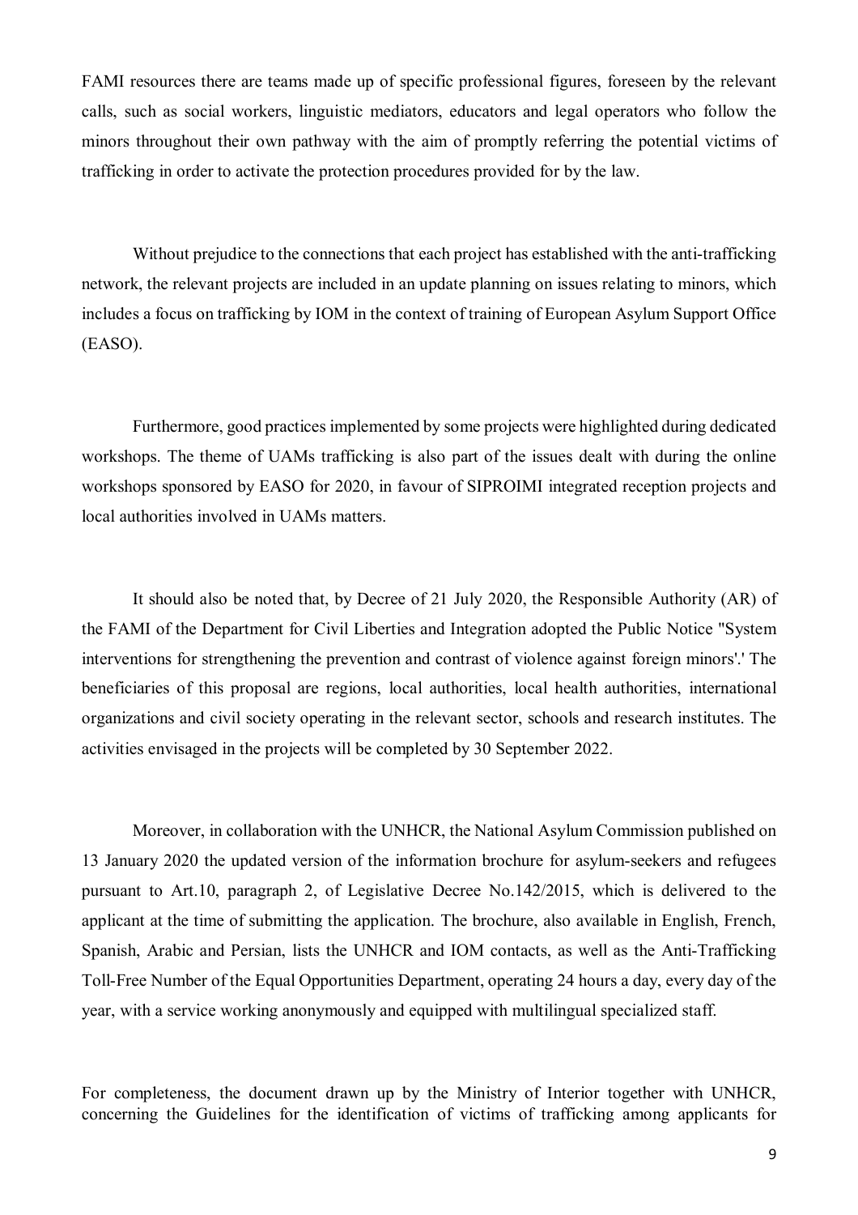FAMI resources there are teams made up of specific professional figures, foreseen by the relevant calls, such as social workers, linguistic mediators, educators and legal operators who follow the minors throughout their own pathway with the aim of promptly referring the potential victims of trafficking in order to activate the protection procedures provided for by the law.

Without prejudice to the connections that each project has established with the anti-trafficking network, the relevant projects are included in an update planning on issues relating to minors, which includes a focus on trafficking by IOM in the context of training of European Asylum Support Office (EASO).

Furthermore, good practices implemented by some projects were highlighted during dedicated workshops. The theme of UAMs trafficking is also part of the issues dealt with during the online workshops sponsored by EASO for 2020, in favour of SIPROIMI integrated reception projects and local authorities involved in UAMs matters.

It should also be noted that, by Decree of 21 July 2020, the Responsible Authority (AR) of the FAMI of the Department for Civil Liberties and Integration adopted the Public Notice "System interventions for strengthening the prevention and contrast of violence against foreign minors'.' The beneficiaries of this proposal are regions, local authorities, local health authorities, international organizations and civil society operating in the relevant sector, schools and research institutes. The activities envisaged in the projects will be completed by 30 September 2022.

Moreover, in collaboration with the UNHCR, the National Asylum Commission published on 13 January 2020 the updated version of the information brochure for asylum-seekers and refugees pursuant to Art.10, paragraph 2, of Legislative Decree No.142/2015, which is delivered to the applicant at the time of submitting the application. The brochure, also available in English, French, Spanish, Arabic and Persian, lists the UNHCR and IOM contacts, as well as the Anti-Trafficking Toll-Free Number of the Equal Opportunities Department, operating 24 hours a day, every day of the year, with a service working anonymously and equipped with multilingual specialized staff.

For completeness, the document drawn up by the Ministry of Interior together with UNHCR, concerning the Guidelines for the identification of victims of trafficking among applicants for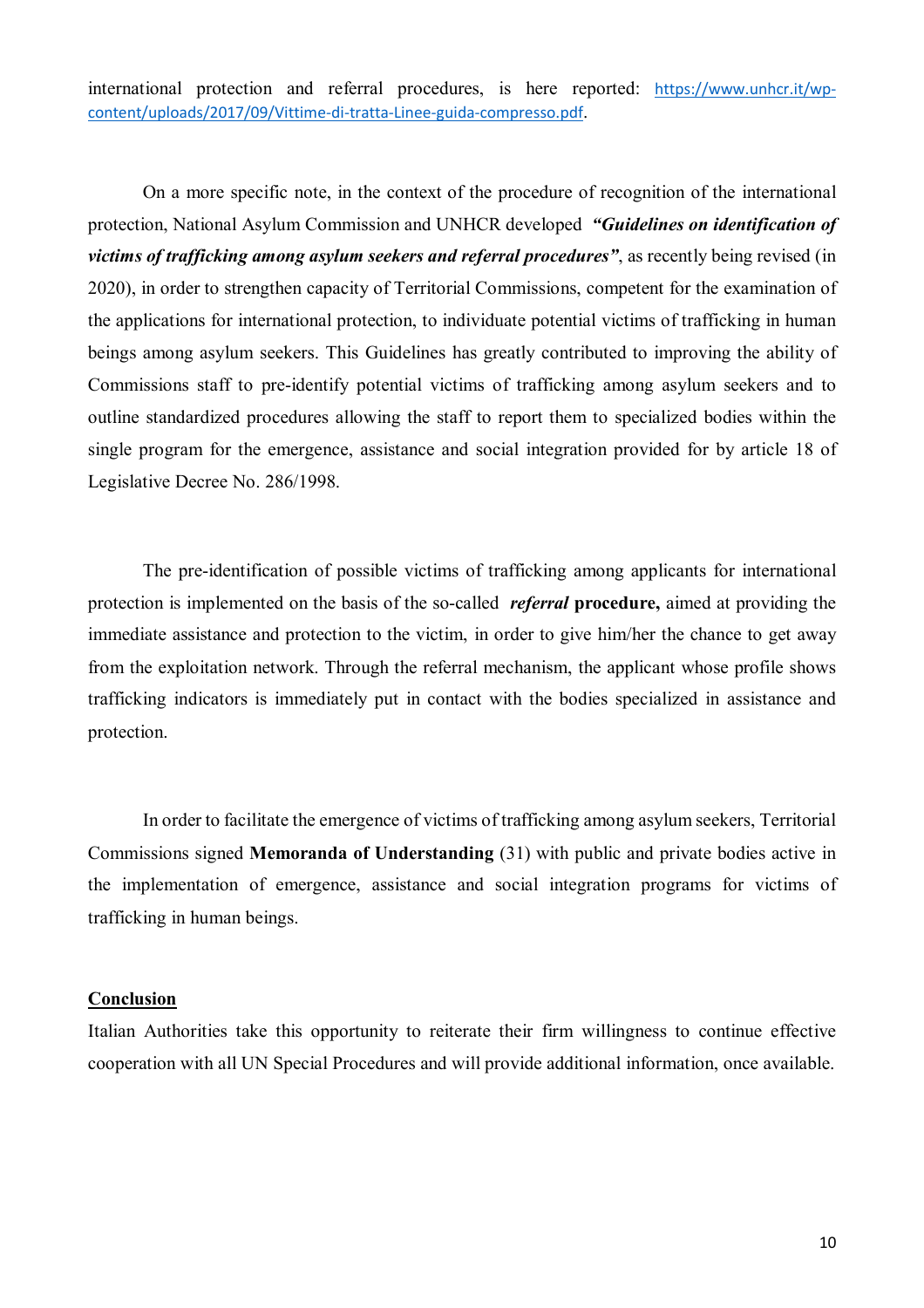international protection and referral procedures, is here reported: https://www.unhcr.it/wp-content/uploads/2017/09/Vittime-di-tratta-Linee-guida-compresso.pdf.

On a more specific note, in the context of the procedure of recognition of the international protection, National Asylum Commission and UNHCR developed ***"Guidelines on identification of victims of trafficking among asylum seekers and referral procedures"***, as recently being revised (in 2020), in order to strengthen capacity of Territorial Commissions, competent for the examination of the applications for international protection, to individuate potential victims of trafficking in human beings among asylum seekers. This Guidelines has greatly contributed to improving the ability of Commissions staff to pre-identify potential victims of trafficking among asylum seekers and to outline standardized procedures allowing the staff to report them to specialized bodies within the single program for the emergence, assistance and social integration provided for by article 18 of Legislative Decree No. 286/1998.

The pre-identification of possible victims of trafficking among applicants for international protection is implemented on the basis of the so-called ***referral* procedure,** aimed at providing the immediate assistance and protection to the victim, in order to give him/her the chance to get away from the exploitation network. Through the referral mechanism, the applicant whose profile shows trafficking indicators is immediately put in contact with the bodies specialized in assistance and protection.

In order to facilitate the emergence of victims of trafficking among asylum seekers, Territorial Commissions signed **Memoranda of Understanding** (31) with public and private bodies active in the implementation of emergence, assistance and social integration programs for victims of trafficking in human beings.

## Conclusion

Italian Authorities take this opportunity to reiterate their firm willingness to continue effective cooperation with all UN Special Procedures and will provide additional information, once available.